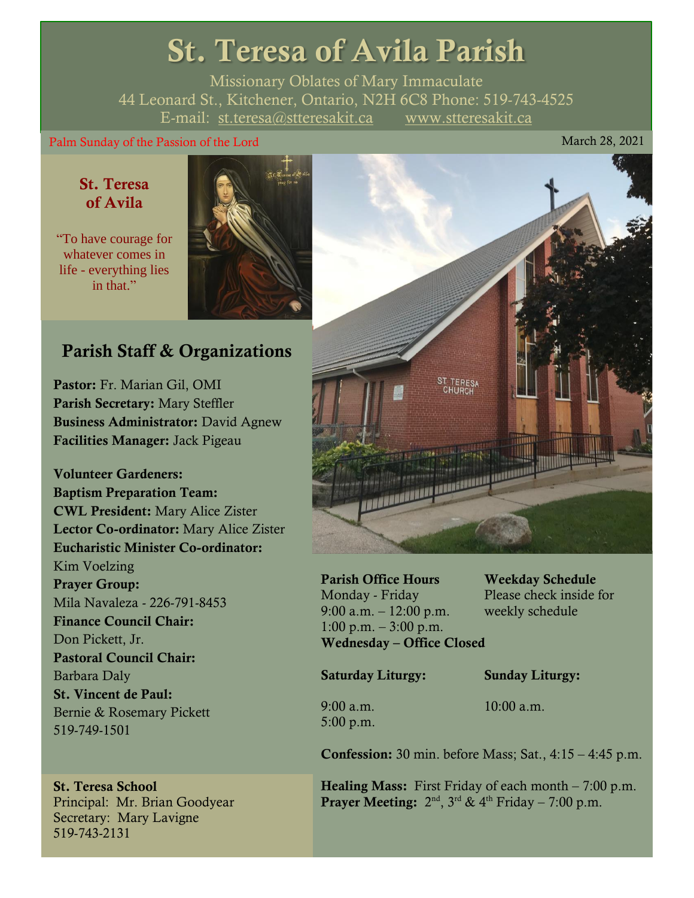# St. Teresa of Avila Parish

Missionary Oblates of Mary Immaculate
44 Leonard St., Kitchener, Ontario, N2H 6C8 Phone: 519-743-4525
E-mail: st.teresa@stteresakit.ca www.stteresakit.ca

Palm Sunday of the Passion of the Lord

March 28, 2021

## St. Teresa of Avila

"To have courage for whatever comes in life - everything lies in that."

## Parish Staff & Organizations

**Pastor:** Fr. Marian Gil, OMI
**Parish Secretary:** Mary Steffler
**Business Administrator:** David Agnew
**Facilities Manager:** Jack Pigeau

**Volunteer Gardeners:**
**Baptism Preparation Team:**
**CWL President:** Mary Alice Zister
**Lector Co-ordinator:** Mary Alice Zister
**Eucharistic Minister Co-ordinator:** Kim Voelzing
**Prayer Group:** Mila Navaleza - 226-791-8453
**Finance Council Chair:** Don Pickett, Jr.
**Pastoral Council Chair:** Barbara Daly
**St. Vincent de Paul:** Bernie & Rosemary Pickett 519-749-1501

**St. Teresa School**
Principal: Mr. Brian Goodyear
Secretary: Mary Lavigne
519-743-2131

**Parish Office Hours**
Monday - Friday
9:00 a.m. – 12:00 p.m.
1:00 p.m. – 3:00 p.m.
**Wednesday – Office Closed**

**Weekday Schedule**
Please check inside for weekly schedule

**Saturday Liturgy:**
9:00 a.m.
5:00 p.m.

**Sunday Liturgy:**
10:00 a.m.

**Confession:** 30 min. before Mass; Sat., 4:15 – 4:45 p.m.

**Healing Mass:** First Friday of each month – 7:00 p.m.
**Prayer Meeting:** 2nd, 3rd & 4th Friday – 7:00 p.m.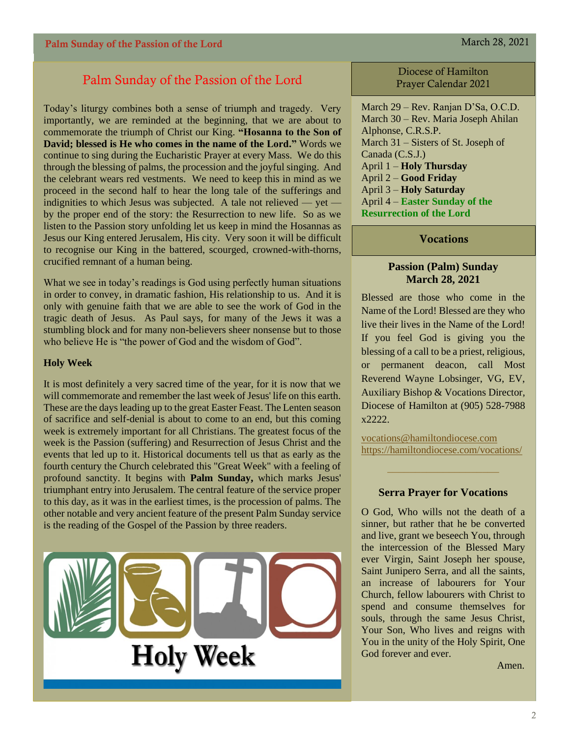# Palm Sunday of the Passion of the Lord

Today's liturgy combines both a sense of triumph and tragedy. Very importantly, we are reminded at the beginning, that we are about to commemorate the triumph of Christ our King. **"Hosanna to the Son of David; blessed is He who comes in the name of the Lord."** Words we continue to sing during the Eucharistic Prayer at every Mass. We do this through the blessing of palms, the procession and the joyful singing. And the celebrant wears red vestments. We need to keep this in mind as we proceed in the second half to hear the long tale of the sufferings and indignities to which Jesus was subjected. A tale not relieved — yet — by the proper end of the story: the Resurrection to new life. So as we listen to the Passion story unfolding let us keep in mind the Hosannas as Jesus our King entered Jerusalem, His city. Very soon it will be difficult to recognise our King in the battered, scourged, crowned-with-thorns, crucified remnant of a human being.

What we see in today's readings is God using perfectly human situations in order to convey, in dramatic fashion, His relationship to us. And it is only with genuine faith that we are able to see the work of God in the tragic death of Jesus. As Paul says, for many of the Jews it was a stumbling block and for many non-believers sheer nonsense but to those who believe He is "the power of God and the wisdom of God".

**Holy Week**

It is most definitely a very sacred time of the year, for it is now that we will commemorate and remember the last week of Jesus' life on this earth. These are the days leading up to the great Easter Feast. The Lenten season of sacrifice and self-denial is about to come to an end, but this coming week is extremely important for all Christians. The greatest focus of the week is the Passion (suffering) and Resurrection of Jesus Christ and the events that led up to it. Historical documents tell us that as early as the fourth century the Church celebrated this "Great Week" with a feeling of profound sanctity. It begins with **Palm Sunday,** which marks Jesus' triumphant entry into Jerusalem. The central feature of the service proper to this day, as it was in the earliest times, is the procession of palms. The other notable and very ancient feature of the present Palm Sunday service is the reading of the Gospel of the Passion by three readers.

Holy Week

## Diocese of Hamilton Prayer Calendar 2021

March 29 – Rev. Ranjan D'Sa, O.C.D.
March 30 – Rev. Maria Joseph Ahilan Alphonse, C.R.S.P.
March 31 – Sisters of St. Joseph of Canada (C.S.J.)
April 1 – **Holy Thursday**
April 2 – **Good Friday**
April 3 – **Holy Saturday**
April 4 – **Easter Sunday of the Resurrection of the Lord**

## Vocations

**Passion (Palm) Sunday**
**March 28, 2021**

Blessed are those who come in the Name of the Lord! Blessed are they who live their lives in the Name of the Lord! If you feel God is giving you the blessing of a call to be a priest, religious, or permanent deacon, call Most Reverend Wayne Lobsinger, VG, EV, Auxiliary Bishop & Vocations Director, Diocese of Hamilton at (905) 528-7988 x2222.

vocations@hamiltondiocese.com
https://hamiltondiocese.com/vocations/

### Serra Prayer for Vocations

O God, Who wills not the death of a sinner, but rather that he be converted and live, grant we beseech You, through the intercession of the Blessed Mary ever Virgin, Saint Joseph her spouse, Saint Junipero Serra, and all the saints, an increase of labourers for Your Church, fellow labourers with Christ to spend and consume themselves for souls, through the same Jesus Christ, Your Son, Who lives and reigns with You in the unity of the Holy Spirit, One God forever and ever.

Amen.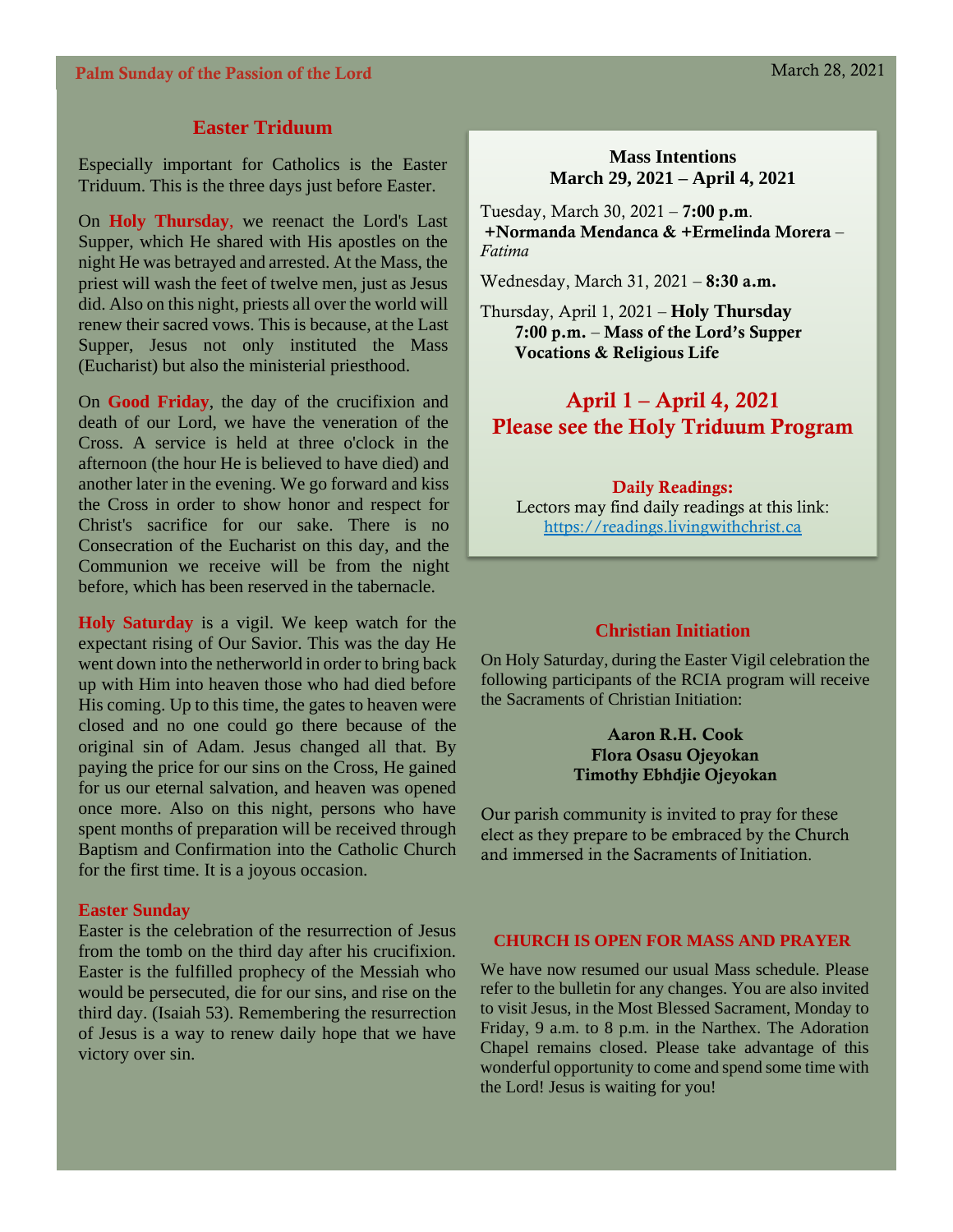## Easter Triduum

Especially important for Catholics is the Easter Triduum. This is the three days just before Easter.

On **Holy Thursday**, we reenact the Lord's Last Supper, which He shared with His apostles on the night He was betrayed and arrested. At the Mass, the priest will wash the feet of twelve men, just as Jesus did. Also on this night, priests all over the world will renew their sacred vows. This is because, at the Last Supper, Jesus not only instituted the Mass (Eucharist) but also the ministerial priesthood.

On **Good Friday**, the day of the crucifixion and death of our Lord, we have the veneration of the Cross. A service is held at three o'clock in the afternoon (the hour He is believed to have died) and another later in the evening. We go forward and kiss the Cross in order to show honor and respect for Christ's sacrifice for our sake. There is no Consecration of the Eucharist on this day, and the Communion we receive will be from the night before, which has been reserved in the tabernacle.

**Holy Saturday** is a vigil. We keep watch for the expectant rising of Our Savior. This was the day He went down into the netherworld in order to bring back up with Him into heaven those who had died before His coming. Up to this time, the gates to heaven were closed and no one could go there because of the original sin of Adam. Jesus changed all that. By paying the price for our sins on the Cross, He gained for us our eternal salvation, and heaven was opened once more. Also on this night, persons who have spent months of preparation will be received through Baptism and Confirmation into the Catholic Church for the first time. It is a joyous occasion.

### Easter Sunday

Easter is the celebration of the resurrection of Jesus from the tomb on the third day after his crucifixion. Easter is the fulfilled prophecy of the Messiah who would be persecuted, die for our sins, and rise on the third day. (Isaiah 53). Remembering the resurrection of Jesus is a way to renew daily hope that we have victory over sin.

## Mass Intentions
## March 29, 2021 – April 4, 2021

Tuesday, March 30, 2021 – **7:00 p.m**.
**+Normanda Mendanca & +Ermelinda Morera** – *Fatima*

Wednesday, March 31, 2021 – **8:30 a.m.**

Thursday, April 1, 2021 – **Holy Thursday**
**7:00 p.m.** – **Mass of the Lord's Supper**
**Vocations & Religious Life**

## April 1 – April 4, 2021
## Please see the Holy Triduum Program

**Daily Readings:**
Lectors may find daily readings at this link:
https://readings.livingwithchrist.ca

## Christian Initiation

On Holy Saturday, during the Easter Vigil celebration the following participants of the RCIA program will receive the Sacraments of Christian Initiation:

**Aaron R.H. Cook**
**Flora Osasu Ojeyokan**
**Timothy Ebhdjie Ojeyokan**

Our parish community is invited to pray for these elect as they prepare to be embraced by the Church and immersed in the Sacraments of Initiation.

## CHURCH IS OPEN FOR MASS AND PRAYER

We have now resumed our usual Mass schedule. Please refer to the bulletin for any changes. You are also invited to visit Jesus, in the Most Blessed Sacrament, Monday to Friday, 9 a.m. to 8 p.m. in the Narthex. The Adoration Chapel remains closed. Please take advantage of this wonderful opportunity to come and spend some time with the Lord! Jesus is waiting for you!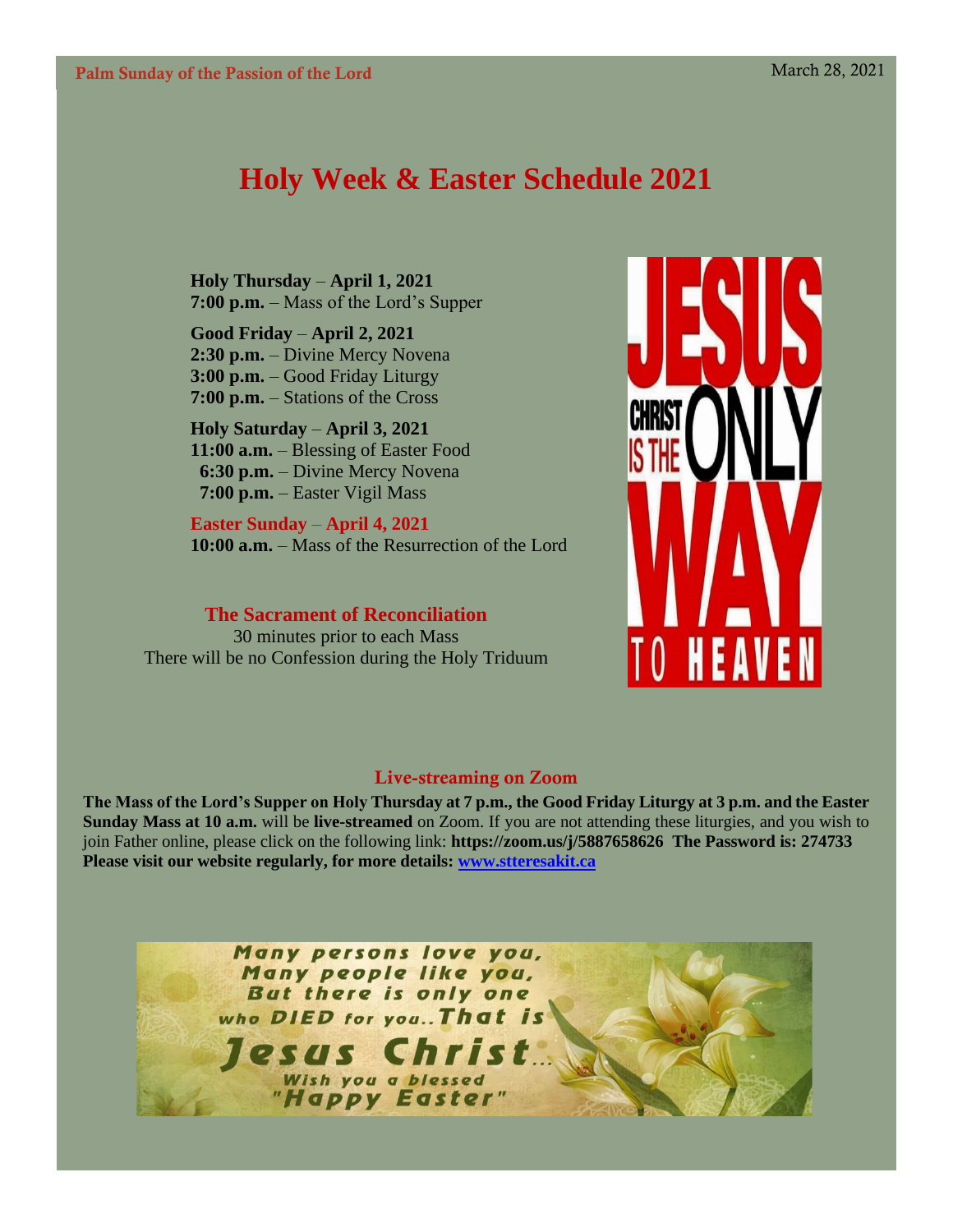# Holy Week & Easter Schedule 2021

**Holy Thursday** – **April 1, 2021**
**7:00 p.m.** – Mass of the Lord's Supper

**Good Friday** – **April 2, 2021**
**2:30 p.m.** – Divine Mercy Novena
**3:00 p.m.** – Good Friday Liturgy
**7:00 p.m.** – Stations of the Cross

**Holy Saturday** – **April 3, 2021**
**11:00 a.m.** – Blessing of Easter Food
**6:30 p.m.** – Divine Mercy Novena
**7:00 p.m.** – Easter Vigil Mass

**Easter Sunday** – **April 4, 2021**
**10:00 a.m.** – Mass of the Resurrection of the Lord

## The Sacrament of Reconciliation

30 minutes prior to each Mass
There will be no Confession during the Holy Triduum

JESUS CHRIST IS THE ONLY WAY TO HEAVEN

## Live-streaming on Zoom

**The Mass of the Lord's Supper on Holy Thursday at 7 p.m., the Good Friday Liturgy at 3 p.m. and the Easter Sunday Mass at 10 a.m.** will be **live-streamed** on Zoom. If you are not attending these liturgies, and you wish to join Father online, please click on the following link: **https://zoom.us/j/5887658626 The Password is: 274733**
**Please visit our website regularly, for more details: [www.stteresakit.ca](http://www.stteresakit.ca)**

Many persons love you,
Many people like you,
But there is only one
who DIED for you..That is
Jesus Christ...
Wish you a blessed
"Happy Easter"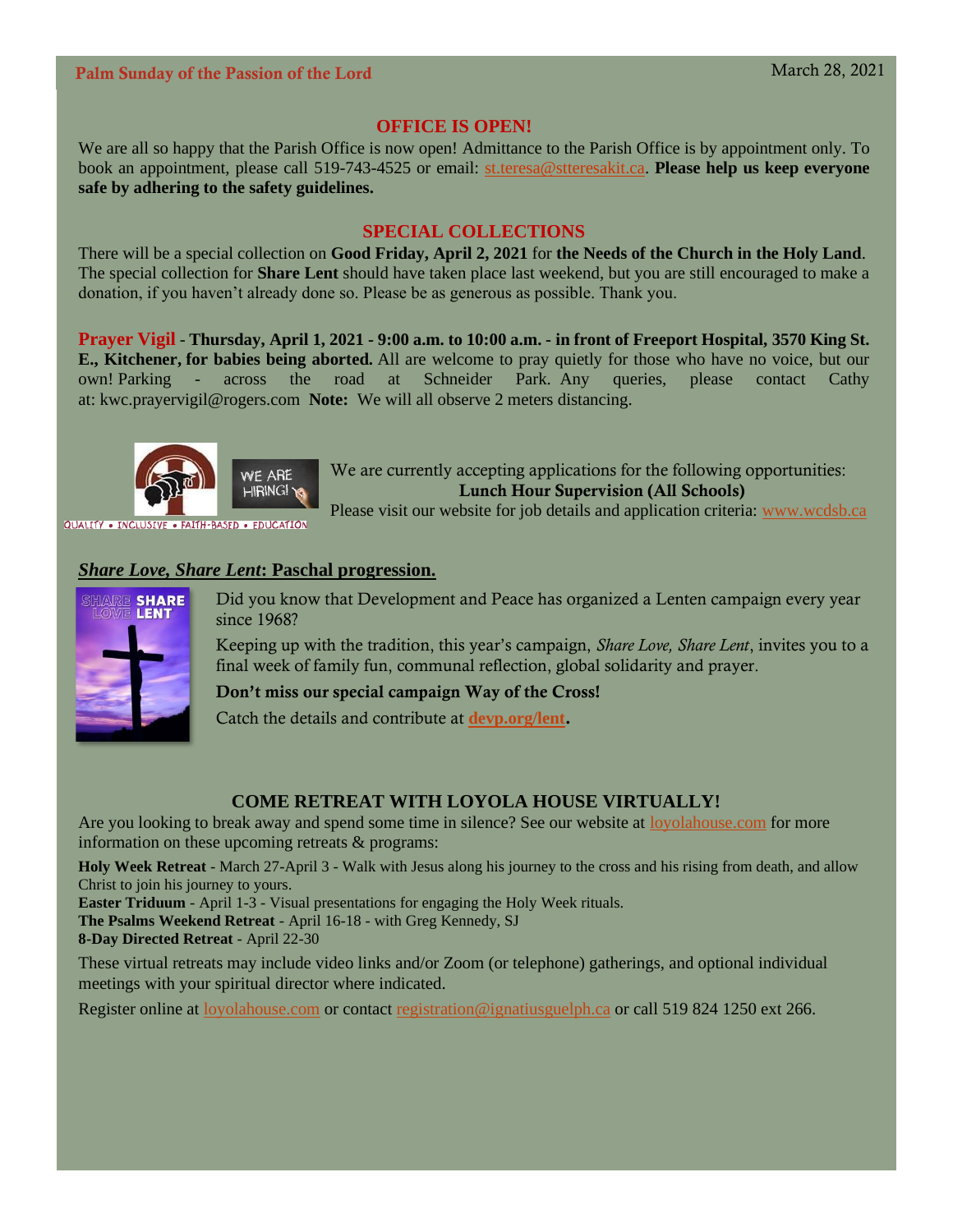Palm Sunday of the Passion of the Lord — March 28, 2021

## OFFICE IS OPEN!

We are all so happy that the Parish Office is now open! Admittance to the Parish Office is by appointment only. To book an appointment, please call 519-743-4525 or email: st.teresa@stteresakit.ca. **Please help us keep everyone safe by adhering to the safety guidelines.**

## SPECIAL COLLECTIONS

There will be a special collection on **Good Friday, April 2, 2021** for **the Needs of the Church in the Holy Land**. The special collection for **Share Lent** should have taken place last weekend, but you are still encouraged to make a donation, if you haven't already done so. Please be as generous as possible. Thank you.

**Prayer Vigil - Thursday, April 1, 2021 - 9:00 a.m. to 10:00 a.m. - in front of Freeport Hospital, 3570 King St. E., Kitchener, for babies being aborted.** All are welcome to pray quietly for those who have no voice, but our own! Parking - across the road at Schneider Park. Any queries, please contact Cathy at: kwc.prayervigil@rogers.com **Note:** We will all observe 2 meters distancing.

QUALITY • INCLUSIVE • FAITH-BASED • EDUCATION

WE ARE HIRING!

We are currently accepting applications for the following opportunities:
**Lunch Hour Supervision (All Schools)**
Please visit our website for job details and application criteria: www.wcdsb.ca

## *Share Love, Share Lent*: Paschal progression.

Did you know that Development and Peace has organized a Lenten campaign every year since 1968?

Keeping up with the tradition, this year's campaign, *Share Love, Share Lent*, invites you to a final week of family fun, communal reflection, global solidarity and prayer.

**Don't miss our special campaign Way of the Cross!**

Catch the details and contribute at **devp.org/lent.**

## COME RETREAT WITH LOYOLA HOUSE VIRTUALLY!

Are you looking to break away and spend some time in silence? See our website at loyolahouse.com for more information on these upcoming retreats & programs:

**Holy Week Retreat** - March 27-April 3 - Walk with Jesus along his journey to the cross and his rising from death, and allow Christ to join his journey to yours.
**Easter Triduum** - April 1-3 - Visual presentations for engaging the Holy Week rituals.
**The Psalms Weekend Retreat** - April 16-18 - with Greg Kennedy, SJ
**8-Day Directed Retreat** - April 22-30

These virtual retreats may include video links and/or Zoom (or telephone) gatherings, and optional individual meetings with your spiritual director where indicated.

Register online at loyolahouse.com or contact registration@ignatiusguelph.ca or call 519 824 1250 ext 266.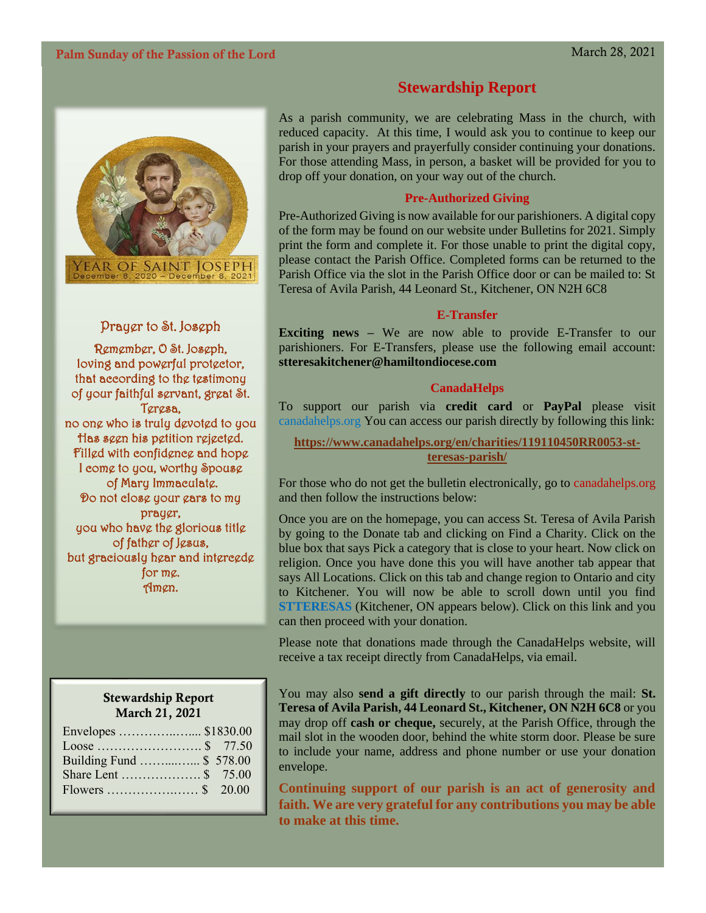Palm Sunday of the Passion of the Lord

March 28, 2021

YEAR OF SAINT JOSEPH
December 8, 2020 – December 8, 2021

### Prayer to St. Joseph

Remember, O St. Joseph,
loving and powerful protector,
that according to the testimony
of your faithful servant, great St. Teresa,
no one who is truly devoted to you
Has seen his petition rejected.
Filled with confidence and hope
I come to you, worthy Spouse
of Mary Immaculate.
Do not close your ears to my prayer,
you who have the glorious title
of father of Jesus,
but graciously hear and intercede
for me.
Amen.

**Stewardship Report**
**March 21, 2021**

| | |
|---|---|
| Envelopes ……………..…... | $1830.00 |
| Loose …………………….. | $ 77.50 |
| Building Fund ……...…... | $ 578.00 |
| Share Lent ………………. | $ 75.00 |
| Flowers …………….…… | $ 20.00 |

## Stewardship Report

As a parish community, we are celebrating Mass in the church, with reduced capacity. At this time, I would ask you to continue to keep our parish in your prayers and prayerfully consider continuing your donations. For those attending Mass, in person, a basket will be provided for you to drop off your donation, on your way out of the church.

### Pre-Authorized Giving

Pre-Authorized Giving is now available for our parishioners. A digital copy of the form may be found on our website under Bulletins for 2021. Simply print the form and complete it. For those unable to print the digital copy, please contact the Parish Office. Completed forms can be returned to the Parish Office via the slot in the Parish Office door or can be mailed to: St Teresa of Avila Parish, 44 Leonard St., Kitchener, ON N2H 6C8

### E-Transfer

**Exciting news** – We are now able to provide E-Transfer to our parishioners. For E-Transfers, please use the following email account: **stteresakitchener@hamiltondiocese.com**

### CanadaHelps

To support our parish via **credit card** or **PayPal** please visit canadahelps.org You can access our parish directly by following this link:

**https://www.canadahelps.org/en/charities/119110450RR0053-st-teresas-parish/**

For those who do not get the bulletin electronically, go to canadahelps.org and then follow the instructions below:

Once you are on the homepage, you can access St. Teresa of Avila Parish by going to the Donate tab and clicking on Find a Charity. Click on the blue box that says Pick a category that is close to your heart. Now click on religion. Once you have done this you will have another tab appear that says All Locations. Click on this tab and change region to Ontario and city to Kitchener. You will now be able to scroll down until you find **STTERESAS** (Kitchener, ON appears below). Click on this link and you can then proceed with your donation.

Please note that donations made through the CanadaHelps website, will receive a tax receipt directly from CanadaHelps, via email.

You may also **send a gift directly** to our parish through the mail: **St. Teresa of Avila Parish, 44 Leonard St., Kitchener, ON N2H 6C8** or you may drop off **cash or cheque,** securely, at the Parish Office, through the mail slot in the wooden door, behind the white storm door. Please be sure to include your name, address and phone number or use your donation envelope.

**Continuing support of our parish is an act of generosity and faith. We are very grateful for any contributions you may be able to make at this time.**